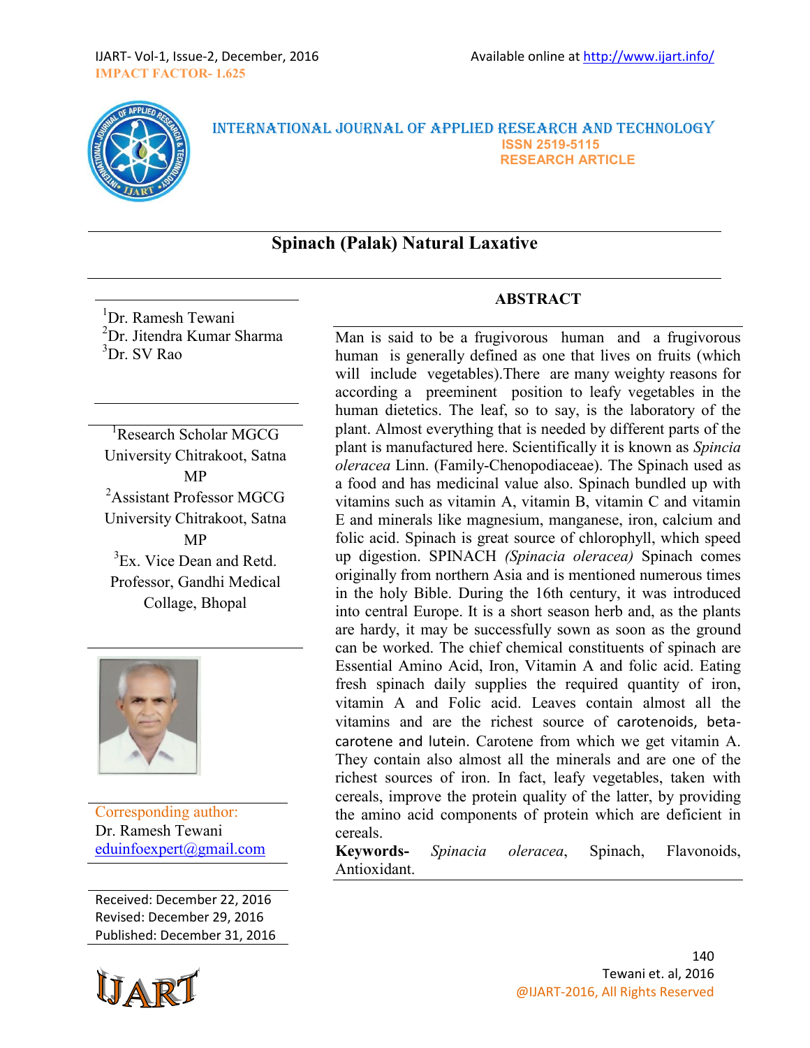# Spinach (Palak) Natural Laxative

[1]Dr. Ramesh Tewani
[2]Dr. Jitendra Kumar Sharma
[3]Dr. SV Rao

[1]Research Scholar MGCG University Chitrakoot, Satna MP
[2]Assistant Professor MGCG University Chitrakoot, Satna MP
[3]Ex. Vice Dean and Retd. Professor, Gandhi Medical Collage, Bhopal

Corresponding author:
Dr. Ramesh Tewani
eduinfoexpert@gmail.com

Received: December 22, 2016
Revised: December 29, 2016
Published: December 31, 2016

## ABSTRACT

Man is said to be a frugivorous human and a frugivorous human is generally defined as one that lives on fruits (which will include vegetables).There are many weighty reasons for according a preeminent position to leafy vegetables in the human dietetics. The leaf, so to say, is the laboratory of the plant. Almost everything that is needed by different parts of the plant is manufactured here. Scientifically it is known as *Spincia oleracea* Linn. (Family-Chenopodiaceae). The Spinach used as a food and has medicinal value also. Spinach bundled up with vitamins such as vitamin A, vitamin B, vitamin C and vitamin E and minerals like magnesium, manganese, iron, calcium and folic acid. Spinach is great source of chlorophyll, which speed up digestion. SPINACH *(Spinacia oleracea)* Spinach comes originally from northern Asia and is mentioned numerous times in the holy Bible. During the 16th century, it was introduced into central Europe. It is a short season herb and, as the plants are hardy, it may be successfully sown as soon as the ground can be worked. The chief chemical constituents of spinach are Essential Amino Acid, Iron, Vitamin A and folic acid. Eating fresh spinach daily supplies the required quantity of iron, vitamin A and Folic acid. Leaves contain almost all the vitamins and are the richest source of carotenoids, beta-carotene and lutein. Carotene from which we get vitamin A. They contain also almost all the minerals and are one of the richest sources of iron. In fact, leafy vegetables, taken with cereals, improve the protein quality of the latter, by providing the amino acid components of protein which are deficient in cereals.

**Keywords-** *Spinacia oleracea*, Spinach, Flavonoids, Antioxidant.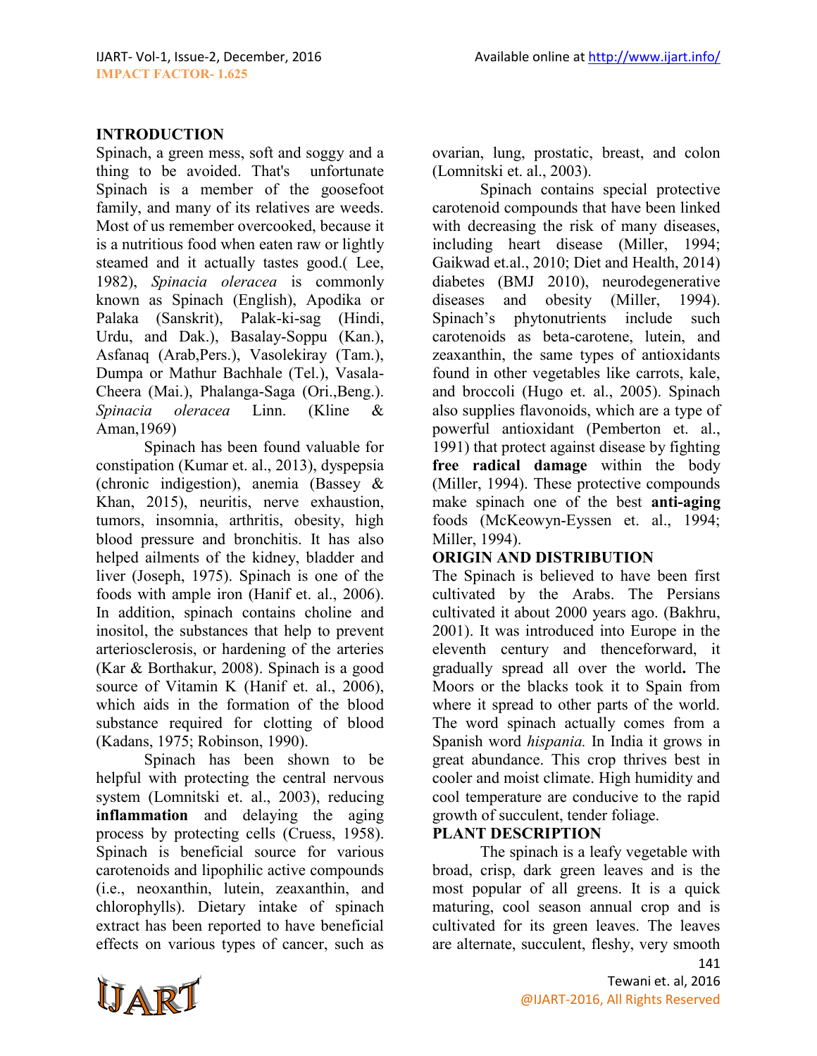## INTRODUCTION

Spinach, a green mess, soft and soggy and a thing to be avoided. That's unfortunate Spinach is a member of the goosefoot family, and many of its relatives are weeds. Most of us remember overcooked, because it is a nutritious food when eaten raw or lightly steamed and it actually tastes good.( Lee, 1982), *Spinacia oleracea* is commonly known as Spinach (English), Apodika or Palaka (Sanskrit), Palak-ki-sag (Hindi, Urdu, and Dak.), Basalay-Soppu (Kan.), Asfanaq (Arab,Pers.), Vasolekiray (Tam.), Dumpa or Mathur Bachhale (Tel.), Vasala-Cheera (Mai.), Phalanga-Saga (Ori.,Beng.). *Spinacia oleracea* Linn. (Kline & Aman,1969)

Spinach has been found valuable for constipation (Kumar et. al., 2013), dyspepsia (chronic indigestion), anemia (Bassey & Khan, 2015), neuritis, nerve exhaustion, tumors, insomnia, arthritis, obesity, high blood pressure and bronchitis. It has also helped ailments of the kidney, bladder and liver (Joseph, 1975). Spinach is one of the foods with ample iron (Hanif et. al., 2006). In addition, spinach contains choline and inositol, the substances that help to prevent arteriosclerosis, or hardening of the arteries (Kar & Borthakur, 2008). Spinach is a good source of Vitamin K (Hanif et. al., 2006), which aids in the formation of the blood substance required for clotting of blood (Kadans, 1975; Robinson, 1990).

Spinach has been shown to be helpful with protecting the central nervous system (Lomnitski et. al., 2003), reducing **inflammation** and delaying the aging process by protecting cells (Cruess, 1958). Spinach is beneficial source for various carotenoids and lipophilic active compounds (i.e., neoxanthin, lutein, zeaxanthin, and chlorophylls). Dietary intake of spinach extract has been reported to have beneficial effects on various types of cancer, such as ovarian, lung, prostatic, breast, and colon (Lomnitski et. al., 2003).

Spinach contains special protective carotenoid compounds that have been linked with decreasing the risk of many diseases, including heart disease (Miller, 1994; Gaikwad et.al., 2010; Diet and Health, 2014) diabetes (BMJ 2010), neurodegenerative diseases and obesity (Miller, 1994). Spinach's phytonutrients include such carotenoids as beta-carotene, lutein, and zeaxanthin, the same types of antioxidants found in other vegetables like carrots, kale, and broccoli (Hugo et. al., 2005). Spinach also supplies flavonoids, which are a type of powerful antioxidant (Pemberton et. al., 1991) that protect against disease by fighting **free radical damage** within the body (Miller, 1994). These protective compounds make spinach one of the best **anti-aging** foods (McKeowyn-Eyssen et. al., 1994; Miller, 1994).

## ORIGIN AND DISTRIBUTION

The Spinach is believed to have been first cultivated by the Arabs. The Persians cultivated it about 2000 years ago. (Bakhru, 2001). It was introduced into Europe in the eleventh century and thenceforward, it gradually spread all over the world**.** The Moors or the blacks took it to Spain from where it spread to other parts of the world. The word spinach actually comes from a Spanish word *hispania.* In India it grows in great abundance. This crop thrives best in cooler and moist climate. High humidity and cool temperature are conducive to the rapid growth of succulent, tender foliage.

## PLANT DESCRIPTION

The spinach is a leafy vegetable with broad, crisp, dark green leaves and is the most popular of all greens. It is a quick maturing, cool season annual crop and is cultivated for its green leaves. The leaves are alternate, succulent, fleshy, very smooth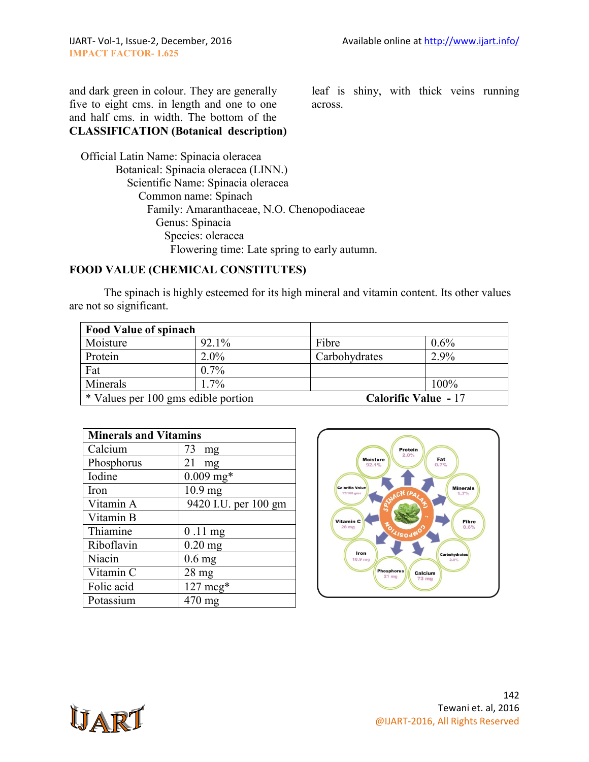and dark green in colour. They are generally five to eight cms. in length and one to one and half cms. in width. The bottom of the leaf is shiny, with thick veins running across.

**CLASSIFICATION (Botanical description)**

Official Latin Name: Spinacia oleracea
Botanical: Spinacia oleracea (LINN.)
Scientific Name: Spinacia oleracea
Common name: Spinach
Family: Amaranthaceae, N.O. Chenopodiaceae
Genus: Spinacia
Species: oleracea
Flowering time: Late spring to early autumn.

**FOOD VALUE (CHEMICAL CONSTITUTES)**

The spinach is highly esteemed for its high mineral and vitamin content. Its other values are not so significant.

| **Food Value of spinach** | | | |
|---|---|---|---|
| Moisture | 92.1% | Fibre | 0.6% |
| Protein | 2.0% | Carbohydrates | 2.9% |
| Fat | 0.7% | | |
| Minerals | 1.7% | | 100% |
| * Values per 100 gms edible portion | | **Calorific Value** - 17 | |

| **Minerals and Vitamins** | |
|---|---|
| Calcium | 73 mg |
| Phosphorus | 21 mg |
| Iodine | 0.009 mg* |
| Iron | 10.9 mg |
| Vitamin A | 9420 I.U. per 100 gm |
| Vitamin B | |
| Thiamine | 0 .11 mg |
| Riboflavin | 0.20 mg |
| Niacin | 0.6 mg |
| Vitamin C | 28 mg |
| Folic acid | 127 mcg* |
| Potassium | 470 mg |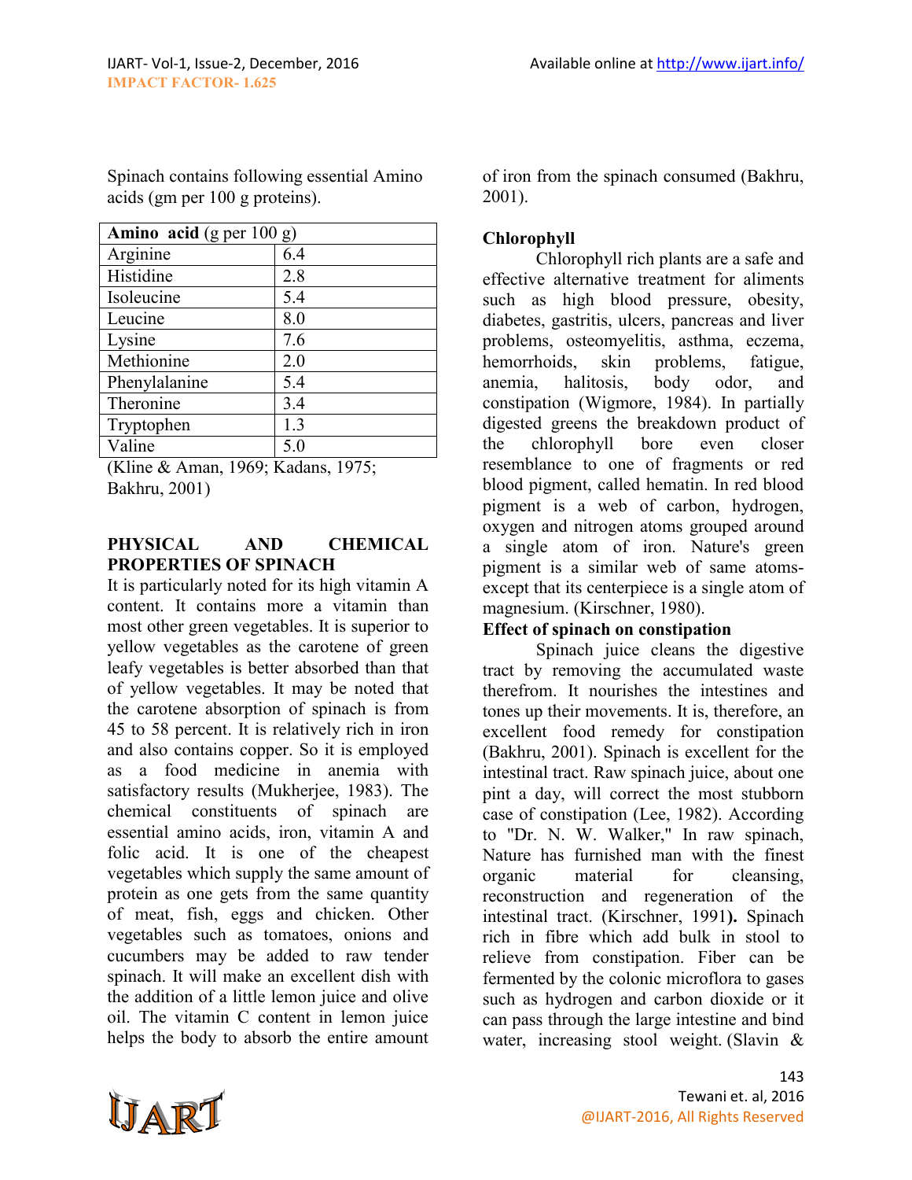Spinach contains following essential Amino acids (gm per 100 g proteins).

| **Amino acid** (g per 100 g) | |
|---|---|
| Arginine | 6.4 |
| Histidine | 2.8 |
| Isoleucine | 5.4 |
| Leucine | 8.0 |
| Lysine | 7.6 |
| Methionine | 2.0 |
| Phenylalanine | 5.4 |
| Theronine | 3.4 |
| Tryptophen | 1.3 |
| Valine | 5.0 |

(Kline & Aman, 1969; Kadans, 1975; Bakhru, 2001)

## PHYSICAL AND CHEMICAL PROPERTIES OF SPINACH

It is particularly noted for its high vitamin A content. It contains more a vitamin than most other green vegetables. It is superior to yellow vegetables as the carotene of green leafy vegetables is better absorbed than that of yellow vegetables. It may be noted that the carotene absorption of spinach is from 45 to 58 percent. It is relatively rich in iron and also contains copper. So it is employed as a food medicine in anemia with satisfactory results (Mukherjee, 1983). The chemical constituents of spinach are essential amino acids, iron, vitamin A and folic acid. It is one of the cheapest vegetables which supply the same amount of protein as one gets from the same quantity of meat, fish, eggs and chicken. Other vegetables such as tomatoes, onions and cucumbers may be added to raw tender spinach. It will make an excellent dish with the addition of a little lemon juice and olive oil. The vitamin C content in lemon juice helps the body to absorb the entire amount of iron from the spinach consumed (Bakhru, 2001).

### Chlorophyll

Chlorophyll rich plants are a safe and effective alternative treatment for aliments such as high blood pressure, obesity, diabetes, gastritis, ulcers, pancreas and liver problems, osteomyelitis, asthma, eczema, hemorrhoids, skin problems, fatigue, anemia, halitosis, body odor, and constipation (Wigmore, 1984). In partially digested greens the breakdown product of the chlorophyll bore even closer resemblance to one of fragments or red blood pigment, called hematin. In red blood pigment is a web of carbon, hydrogen, oxygen and nitrogen atoms grouped around a single atom of iron. Nature's green pigment is a similar web of same atoms- except that its centerpiece is a single atom of magnesium. (Kirschner, 1980).

### Effect of spinach on constipation

Spinach juice cleans the digestive tract by removing the accumulated waste therefrom. It nourishes the intestines and tones up their movements. It is, therefore, an excellent food remedy for constipation (Bakhru, 2001). Spinach is excellent for the intestinal tract. Raw spinach juice, about one pint a day, will correct the most stubborn case of constipation (Lee, 1982). According to "Dr. N. W. Walker," In raw spinach, Nature has furnished man with the finest organic material for cleansing, reconstruction and regeneration of the intestinal tract. (Kirschner, 1991**).** Spinach rich in fibre which add bulk in stool to relieve from constipation. Fiber can be fermented by the colonic microflora to gases such as hydrogen and carbon dioxide or it can pass through the large intestine and bind water, increasing stool weight. (Slavin &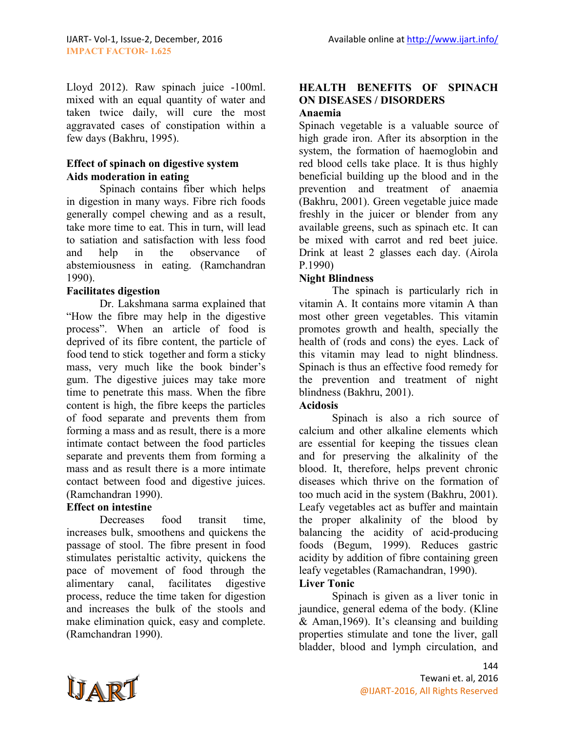Lloyd 2012). Raw spinach juice -100ml. mixed with an equal quantity of water and taken twice daily, will cure the most aggravated cases of constipation within a few days (Bakhru, 1995).

**Effect of spinach on digestive system**

**Aids moderation in eating**

Spinach contains fiber which helps in digestion in many ways. Fibre rich foods generally compel chewing and as a result, take more time to eat. This in turn, will lead to satiation and satisfaction with less food and help in the observance of abstemiousness in eating. (Ramchandran 1990).

**Facilitates digestion**

Dr. Lakshmana sarma explained that "How the fibre may help in the digestive process". When an article of food is deprived of its fibre content, the particle of food tend to stick together and form a sticky mass, very much like the book binder's gum. The digestive juices may take more time to penetrate this mass. When the fibre content is high, the fibre keeps the particles of food separate and prevents them from forming a mass and as result, there is a more intimate contact between the food particles separate and prevents them from forming a mass and as result there is a more intimate contact between food and digestive juices. (Ramchandran 1990).

**Effect on intestine**

Decreases food transit time, increases bulk, smoothens and quickens the passage of stool. The fibre present in food stimulates peristaltic activity, quickens the pace of movement of food through the alimentary canal, facilitates digestive process, reduce the time taken for digestion and increases the bulk of the stools and make elimination quick, easy and complete. (Ramchandran 1990).

**HEALTH BENEFITS OF SPINACH ON DISEASES / DISORDERS**

**Anaemia**

Spinach vegetable is a valuable source of high grade iron. After its absorption in the system, the formation of haemoglobin and red blood cells take place. It is thus highly beneficial building up the blood and in the prevention and treatment of anaemia (Bakhru, 2001). Green vegetable juice made freshly in the juicer or blender from any available greens, such as spinach etc. It can be mixed with carrot and red beet juice. Drink at least 2 glasses each day. (Airola P.1990)

**Night Blindness**

The spinach is particularly rich in vitamin A. It contains more vitamin A than most other green vegetables. This vitamin promotes growth and health, specially the health of (rods and cons) the eyes. Lack of this vitamin may lead to night blindness. Spinach is thus an effective food remedy for the prevention and treatment of night blindness (Bakhru, 2001).

**Acidosis**

Spinach is also a rich source of calcium and other alkaline elements which are essential for keeping the tissues clean and for preserving the alkalinity of the blood. It, therefore, helps prevent chronic diseases which thrive on the formation of too much acid in the system (Bakhru, 2001). Leafy vegetables act as buffer and maintain the proper alkalinity of the blood by balancing the acidity of acid-producing foods (Begum, 1999). Reduces gastric acidity by addition of fibre containing green leafy vegetables (Ramachandran, 1990).

**Liver Tonic**

Spinach is given as a liver tonic in jaundice, general edema of the body. (Kline & Aman,1969). It's cleansing and building properties stimulate and tone the liver, gall bladder, blood and lymph circulation, and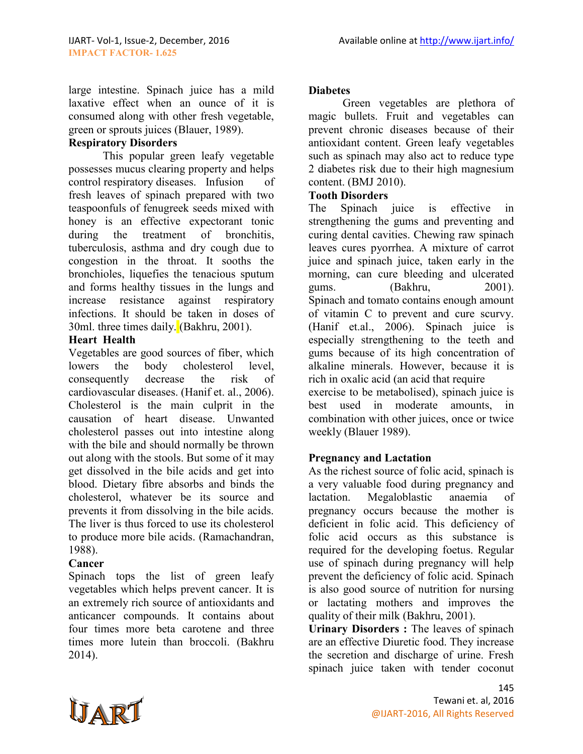large intestine. Spinach juice has a mild laxative effect when an ounce of it is consumed along with other fresh vegetable, green or sprouts juices (Blauer, 1989).

**Respiratory Disorders**

This popular green leafy vegetable possesses mucus clearing property and helps control respiratory diseases. Infusion of fresh leaves of spinach prepared with two teaspoonfuls of fenugreek seeds mixed with honey is an effective expectorant tonic during the treatment of bronchitis, tuberculosis, asthma and dry cough due to congestion in the throat. It sooths the bronchioles, liquefies the tenacious sputum and forms healthy tissues in the lungs and increase resistance against respiratory infections. It should be taken in doses of 30ml. three times daily. (Bakhru, 2001).

**Heart Health**

Vegetables are good sources of fiber, which lowers the body cholesterol level, consequently decrease the risk of cardiovascular diseases. (Hanif et. al., 2006). Cholesterol is the main culprit in the causation of heart disease. Unwanted cholesterol passes out into intestine along with the bile and should normally be thrown out along with the stools. But some of it may get dissolved in the bile acids and get into blood. Dietary fibre absorbs and binds the cholesterol, whatever be its source and prevents it from dissolving in the bile acids. The liver is thus forced to use its cholesterol to produce more bile acids. (Ramachandran, 1988).

**Cancer**

Spinach tops the list of green leafy vegetables which helps prevent cancer. It is an extremely rich source of antioxidants and anticancer compounds. It contains about four times more beta carotene and three times more lutein than broccoli. (Bakhru 2014).

**Diabetes**

Green vegetables are plethora of magic bullets. Fruit and vegetables can prevent chronic diseases because of their antioxidant content. Green leafy vegetables such as spinach may also act to reduce type 2 diabetes risk due to their high magnesium content. (BMJ 2010).

**Tooth Disorders**

The Spinach juice is effective in strengthening the gums and preventing and curing dental cavities. Chewing raw spinach leaves cures pyorrhea. A mixture of carrot juice and spinach juice, taken early in the morning, can cure bleeding and ulcerated gums. (Bakhru, 2001). Spinach and tomato contains enough amount of vitamin C to prevent and cure scurvy. (Hanif et.al., 2006). Spinach juice is especially strengthening to the teeth and gums because of its high concentration of alkaline minerals. However, because it is rich in oxalic acid (an acid that require exercise to be metabolised), spinach juice is best used in moderate amounts, in combination with other juices, once or twice weekly (Blauer 1989).

**Pregnancy and Lactation**

As the richest source of folic acid, spinach is a very valuable food during pregnancy and lactation. Megaloblastic anaemia of pregnancy occurs because the mother is deficient in folic acid. This deficiency of folic acid occurs as this substance is required for the developing foetus. Regular use of spinach during pregnancy will help prevent the deficiency of folic acid. Spinach is also good source of nutrition for nursing or lactating mothers and improves the quality of their milk (Bakhru, 2001).

**Urinary Disorders :** The leaves of spinach are an effective Diuretic food. They increase the secretion and discharge of urine. Fresh spinach juice taken with tender coconut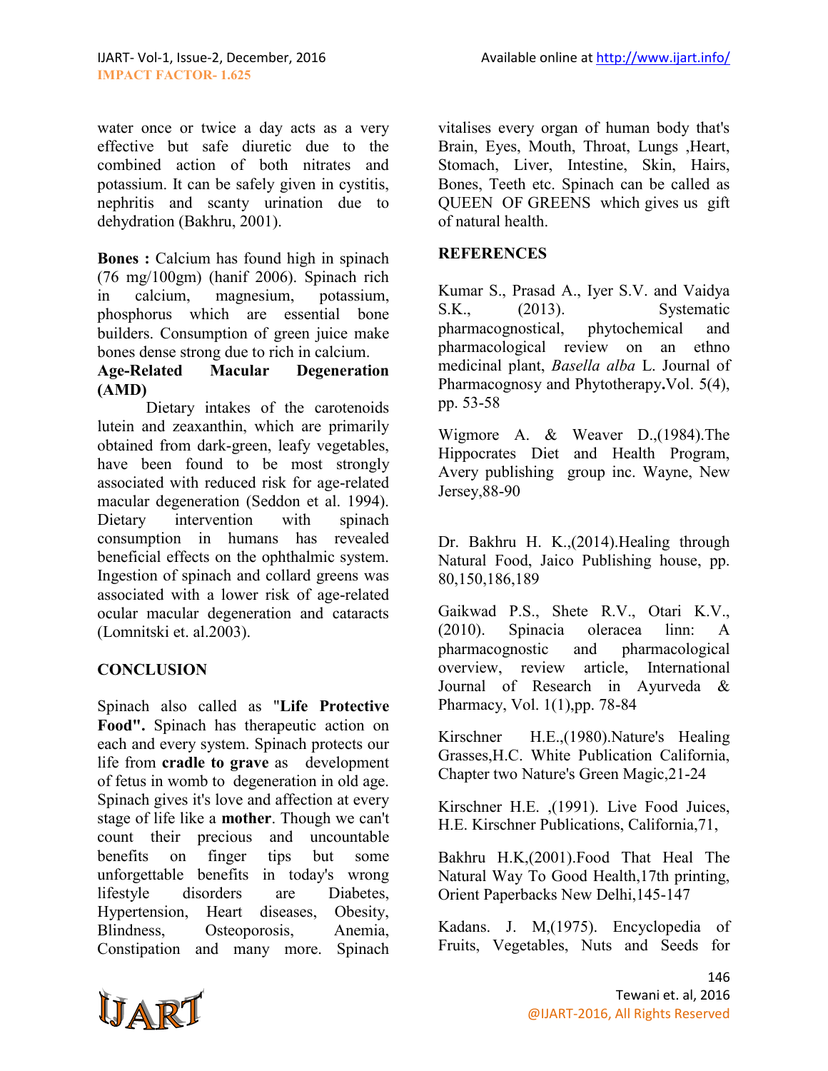water once or twice a day acts as a very effective but safe diuretic due to the combined action of both nitrates and potassium. It can be safely given in cystitis, nephritis and scanty urination due to dehydration (Bakhru, 2001).

**Bones :** Calcium has found high in spinach (76 mg/100gm) (hanif 2006). Spinach rich in calcium, magnesium, potassium, phosphorus which are essential bone builders. Consumption of green juice make bones dense strong due to rich in calcium.

**Age-Related Macular Degeneration (AMD)**

Dietary intakes of the carotenoids lutein and zeaxanthin, which are primarily obtained from dark-green, leafy vegetables, have been found to be most strongly associated with reduced risk for age-related macular degeneration (Seddon et al. 1994). Dietary intervention with spinach consumption in humans has revealed beneficial effects on the ophthalmic system. Ingestion of spinach and collard greens was associated with a lower risk of age-related ocular macular degeneration and cataracts (Lomnitski et. al.2003).

## CONCLUSION

Spinach also called as "**Life Protective Food".** Spinach has therapeutic action on each and every system. Spinach protects our life from **cradle to grave** as development of fetus in womb to degeneration in old age. Spinach gives it's love and affection at every stage of life like a **mother**. Though we can't count their precious and uncountable benefits on finger tips but some unforgettable benefits in today's wrong lifestyle disorders are Diabetes, Hypertension, Heart diseases, Obesity, Blindness, Osteoporosis, Anemia, Constipation and many more. Spinach vitalises every organ of human body that's Brain, Eyes, Mouth, Throat, Lungs ,Heart, Stomach, Liver, Intestine, Skin, Hairs, Bones, Teeth etc. Spinach can be called as QUEEN OF GREENS which gives us gift of natural health.

## REFERENCES

Kumar S., Prasad A., Iyer S.V. and Vaidya S.K., (2013). Systematic pharmacognostical, phytochemical and pharmacological review on an ethno medicinal plant, *Basella alba* L. Journal of Pharmacognosy and Phytotherapy**.**Vol. 5(4), pp. 53-58

Wigmore A. & Weaver D.,(1984).The Hippocrates Diet and Health Program, Avery publishing group inc. Wayne, New Jersey,88-90

Dr. Bakhru H. K.,(2014).Healing through Natural Food, Jaico Publishing house, pp. 80,150,186,189

Gaikwad P.S., Shete R.V., Otari K.V., (2010). Spinacia oleracea linn: A pharmacognostic and pharmacological overview, review article, International Journal of Research in Ayurveda & Pharmacy, Vol. 1(1),pp. 78-84

Kirschner H.E.,(1980).Nature's Healing Grasses,H.C. White Publication California, Chapter two Nature's Green Magic,21-24

Kirschner H.E. ,(1991). Live Food Juices, H.E. Kirschner Publications, California,71,

Bakhru H.K,(2001).Food That Heal The Natural Way To Good Health,17th printing, Orient Paperbacks New Delhi,145-147

Kadans. J. M,(1975). Encyclopedia of Fruits, Vegetables, Nuts and Seeds for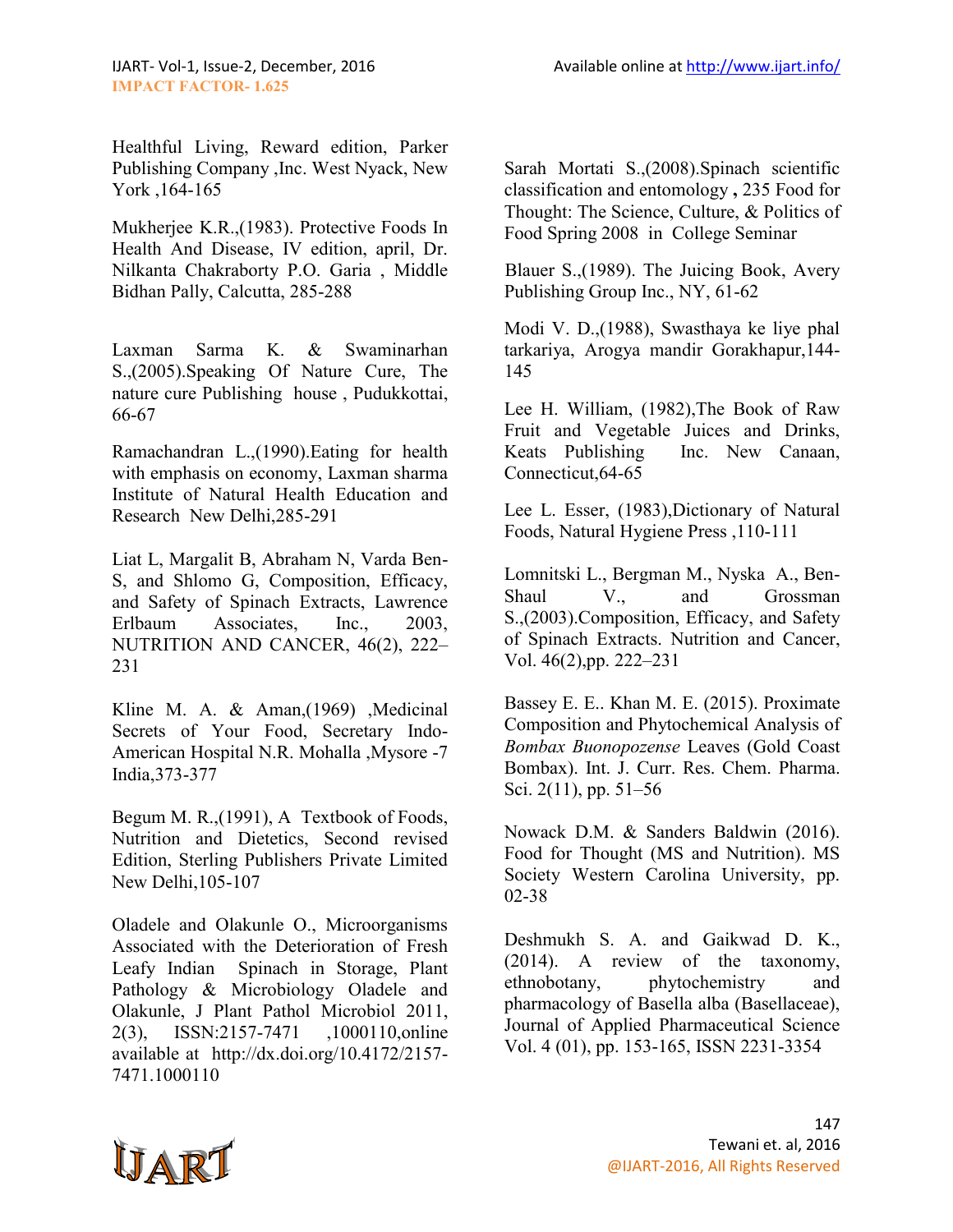Healthful Living, Reward edition, Parker Publishing Company ,Inc. West Nyack, New York ,164-165

Mukherjee K.R.,(1983). Protective Foods In Health And Disease, IV edition, april, Dr. Nilkanta Chakraborty P.O. Garia , Middle Bidhan Pally, Calcutta, 285-288

Laxman Sarma K. & Swaminarhan S.,(2005).Speaking Of Nature Cure, The nature cure Publishing house , Pudukkottai, 66-67

Ramachandran L.,(1990).Eating for health with emphasis on economy, Laxman sharma Institute of Natural Health Education and Research New Delhi,285-291

Liat L, Margalit B, Abraham N, Varda Ben-S, and Shlomo G, Composition, Efficacy, and Safety of Spinach Extracts, Lawrence Erlbaum Associates, Inc., 2003, NUTRITION AND CANCER, 46(2), 222–231

Kline M. A. & Aman,(1969) ,Medicinal Secrets of Your Food, Secretary Indo-American Hospital N.R. Mohalla ,Mysore -7 India,373-377

Begum M. R.,(1991), A Textbook of Foods, Nutrition and Dietetics, Second revised Edition, Sterling Publishers Private Limited New Delhi,105-107

Oladele and Olakunle O., Microorganisms Associated with the Deterioration of Fresh Leafy Indian Spinach in Storage, Plant Pathology & Microbiology Oladele and Olakunle, J Plant Pathol Microbiol 2011, 2(3), ISSN:2157-7471 ,1000110,online available at http://dx.doi.org/10.4172/2157-7471.1000110

Sarah Mortati S.,(2008).Spinach scientific classification and entomology **,** 235 Food for Thought: The Science, Culture, & Politics of Food Spring 2008 in College Seminar

Blauer S.,(1989). The Juicing Book, Avery Publishing Group Inc., NY, 61-62

Modi V. D.,(1988), Swasthaya ke liye phal tarkariya, Arogya mandir Gorakhapur,144-145

Lee H. William, (1982),The Book of Raw Fruit and Vegetable Juices and Drinks, Keats Publishing Inc. New Canaan, Connecticut,64-65

Lee L. Esser, (1983),Dictionary of Natural Foods, Natural Hygiene Press ,110-111

Lomnitski L., Bergman M., Nyska A., Ben-Shaul V., and Grossman S.,(2003).Composition, Efficacy, and Safety of Spinach Extracts. Nutrition and Cancer, Vol. 46(2),pp. 222–231

Bassey E. E.. Khan M. E. (2015). Proximate Composition and Phytochemical Analysis of *Bombax Buonopozense* Leaves (Gold Coast Bombax). Int. J. Curr. Res. Chem. Pharma. Sci. 2(11), pp. 51–56

Nowack D.M. & Sanders Baldwin (2016). Food for Thought (MS and Nutrition). MS Society Western Carolina University, pp. 02-38

Deshmukh S. A. and Gaikwad D. K., (2014). A review of the taxonomy, ethnobotany, phytochemistry and pharmacology of Basella alba (Basellaceae), Journal of Applied Pharmaceutical Science Vol. 4 (01), pp. 153-165, ISSN 2231-3354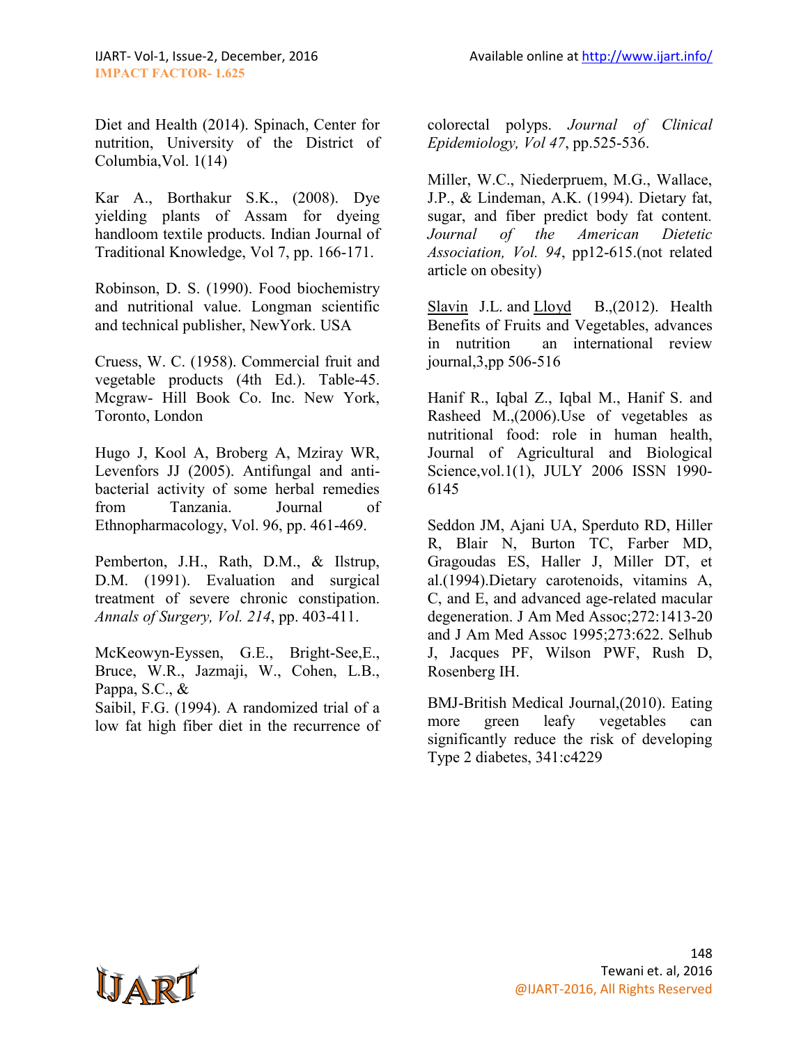Diet and Health (2014). Spinach, Center for nutrition, University of the District of Columbia,Vol. 1(14)

Kar A., Borthakur S.K., (2008). Dye yielding plants of Assam for dyeing handloom textile products. Indian Journal of Traditional Knowledge, Vol 7, pp. 166-171.

Robinson, D. S. (1990). Food biochemistry and nutritional value. Longman scientific and technical publisher, NewYork. USA

Cruess, W. C. (1958). Commercial fruit and vegetable products (4th Ed.). Table-45. Mcgraw- Hill Book Co. Inc. New York, Toronto, London

Hugo J, Kool A, Broberg A, Mziray WR, Levenfors JJ (2005). Antifungal and anti-bacterial activity of some herbal remedies from Tanzania. Journal of Ethnopharmacology, Vol. 96, pp. 461-469.

Pemberton, J.H., Rath, D.M., & Ilstrup, D.M. (1991). Evaluation and surgical treatment of severe chronic constipation. *Annals of Surgery, Vol. 214*, pp. 403-411.

McKeowyn-Eyssen, G.E., Bright-See,E., Bruce, W.R., Jazmaji, W., Cohen, L.B., Pappa, S.C., &
Saibil, F.G. (1994). A randomized trial of a low fat high fiber diet in the recurrence of colorectal polyps. *Journal of Clinical Epidemiology, Vol 47*, pp.525-536.

Miller, W.C., Niederpruem, M.G., Wallace, J.P., & Lindeman, A.K. (1994). Dietary fat, sugar, and fiber predict body fat content. *Journal of the American Dietetic Association, Vol. 94*, pp12-615.(not related article on obesity)

Slavin J.L. and Lloyd B.,(2012). Health Benefits of Fruits and Vegetables, advances in nutrition an international review journal,3,pp 506-516

Hanif R., Iqbal Z., Iqbal M., Hanif S. and Rasheed M.,(2006).Use of vegetables as nutritional food: role in human health, Journal of Agricultural and Biological Science,vol.1(1), JULY 2006 ISSN 1990-6145

Seddon JM, Ajani UA, Sperduto RD, Hiller R, Blair N, Burton TC, Farber MD, Gragoudas ES, Haller J, Miller DT, et al.(1994).Dietary carotenoids, vitamins A, C, and E, and advanced age-related macular degeneration. J Am Med Assoc;272:1413-20 and J Am Med Assoc 1995;273:622. Selhub J, Jacques PF, Wilson PWF, Rush D, Rosenberg IH.

BMJ-British Medical Journal,(2010). Eating more green leafy vegetables can significantly reduce the risk of developing Type 2 diabetes, 341:c4229